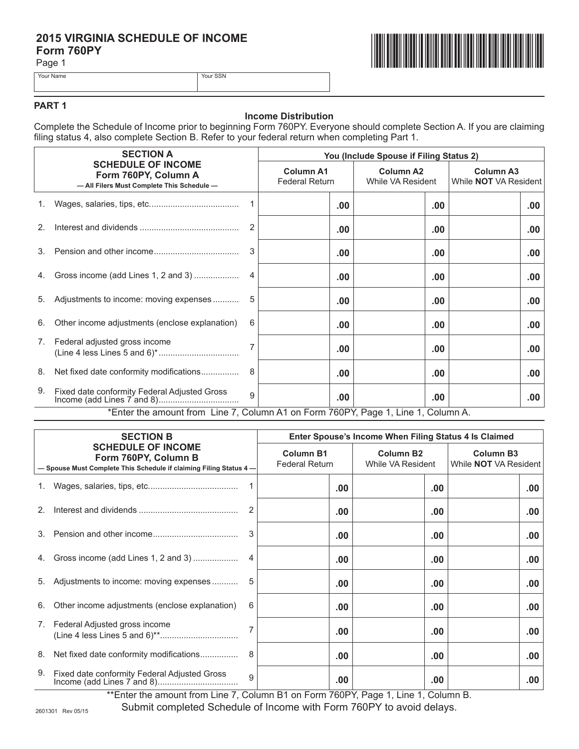# 2015 VIRGINIA SCHEDULE OF INCOME
## Form 760PY

Page 1

| Your Name | Your SSN |
|---|---|
| | |

## PART 1

### Income Distribution

Complete the Schedule of Income prior to beginning Form 760PY. Everyone should complete Section A. If you are claiming filing status 4, also complete Section B. Refer to your federal return when completing Part 1.

| SECTION A<br>SCHEDULE OF INCOME<br>Form 760PY, Column A<br>— All Filers Must Complete This Schedule — | | You (Include Spouse if Filing Status 2) | | |
|---|---|---|---|---|
| | | Column A1<br>Federal Return | Column A2<br>While VA Resident | Column A3<br>While **NOT** VA Resident |
| 1. Wages, salaries, tips, etc. | 1 | .00 | .00 | .00 |
| 2. Interest and dividends | 2 | .00 | .00 | .00 |
| 3. Pension and other income | 3 | .00 | .00 | .00 |
| 4. Gross income (add Lines 1, 2 and 3) | 4 | .00 | .00 | .00 |
| 5. Adjustments to income: moving expenses | 5 | .00 | .00 | .00 |
| 6. Other income adjustments (enclose explanation) | 6 | .00 | .00 | .00 |
| 7. Federal adjusted gross income (Line 4 less Lines 5 and 6)* | 7 | .00 | .00 | .00 |
| 8. Net fixed date conformity modifications | 8 | .00 | .00 | .00 |
| 9. Fixed date conformity Federal Adjusted Gross Income (add Lines 7 and 8) | 9 | .00 | .00 | .00 |

*Enter the amount from Line 7, Column A1 on Form 760PY, Page 1, Line 1, Column A.

| SECTION B<br>SCHEDULE OF INCOME<br>Form 760PY, Column B<br>— Spouse Must Complete This Schedule if claiming Filing Status 4 — | | Enter Spouse's Income When Filing Status 4 Is Claimed | | |
|---|---|---|---|---|
| | | Column B1<br>Federal Return | Column B2<br>While VA Resident | Column B3<br>While **NOT** VA Resident |
| 1. Wages, salaries, tips, etc. | 1 | .00 | .00 | .00 |
| 2. Interest and dividends | 2 | .00 | .00 | .00 |
| 3. Pension and other income | 3 | .00 | .00 | .00 |
| 4. Gross income (add Lines 1, 2 and 3) | 4 | .00 | .00 | .00 |
| 5. Adjustments to income: moving expenses | 5 | .00 | .00 | .00 |
| 6. Other income adjustments (enclose explanation) | 6 | .00 | .00 | .00 |
| 7. Federal Adjusted gross income (Line 4 less Lines 5 and 6)** | 7 | .00 | .00 | .00 |
| 8. Net fixed date conformity modifications | 8 | .00 | .00 | .00 |
| 9. Fixed date conformity Federal Adjusted Gross Income (add Lines 7 and 8) | 9 | .00 | .00 | .00 |

**Enter the amount from Line 7, Column B1 on Form 760PY, Page 1, Line 1, Column B.

Submit completed Schedule of Income with Form 760PY to avoid delays.

2601301 Rev 05/15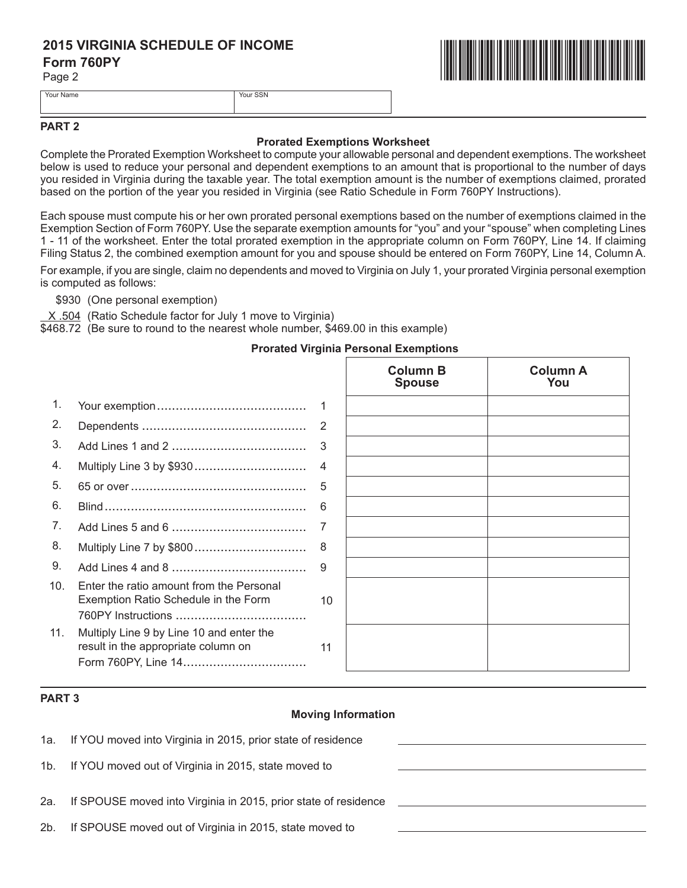# 2015 VIRGINIA SCHEDULE OF INCOME

**Form 760PY**

Page 2

| Your Name | Your SSN |
|---|---|
| | |

## PART 2

### Prorated Exemptions Worksheet

Complete the Prorated Exemption Worksheet to compute your allowable personal and dependent exemptions. The worksheet below is used to reduce your personal and dependent exemptions to an amount that is proportional to the number of days you resided in Virginia during the taxable year. The total exemption amount is the number of exemptions claimed, prorated based on the portion of the year you resided in Virginia (see Ratio Schedule in Form 760PY Instructions).

Each spouse must compute his or her own prorated personal exemptions based on the number of exemptions claimed in the Exemption Section of Form 760PY. Use the separate exemption amounts for "you" and your "spouse" when completing Lines 1 - 11 of the worksheet. Enter the total prorated exemption in the appropriate column on Form 760PY, Line 14. If claiming Filing Status 2, the combined exemption amount for you and spouse should be entered on Form 760PY, Line 14, Column A.

For example, if you are single, claim no dependents and moved to Virginia on July 1, your prorated Virginia personal exemption is computed as follows:

$930 (One personal exemption)
X .504 (Ratio Schedule factor for July 1 move to Virginia)
$468.72 (Be sure to round to the nearest whole number, $469.00 in this example)

### Prorated Virginia Personal Exemptions

| | | | Column B Spouse | Column A You |
|---|---|---|---|---|
| 1. | Your exemption | 1 | | |
| 2. | Dependents | 2 | | |
| 3. | Add Lines 1 and 2 | 3 | | |
| 4. | Multiply Line 3 by $930 | 4 | | |
| 5. | 65 or over | 5 | | |
| 6. | Blind | 6 | | |
| 7. | Add Lines 5 and 6 | 7 | | |
| 8. | Multiply Line 7 by $800 | 8 | | |
| 9. | Add Lines 4 and 8 | 9 | | |
| 10. | Enter the ratio amount from the Personal Exemption Ratio Schedule in the Form 760PY Instructions | 10 | | |
| 11. | Multiply Line 9 by Line 10 and enter the result in the appropriate column on Form 760PY, Line 14 | 11 | | |

## PART 3

### Moving Information

1a. If YOU moved into Virginia in 2015, prior state of residence ____________________

1b. If YOU moved out of Virginia in 2015, state moved to ____________________

2a. If SPOUSE moved into Virginia in 2015, prior state of residence ____________________

2b. If SPOUSE moved out of Virginia in 2015, state moved to ____________________